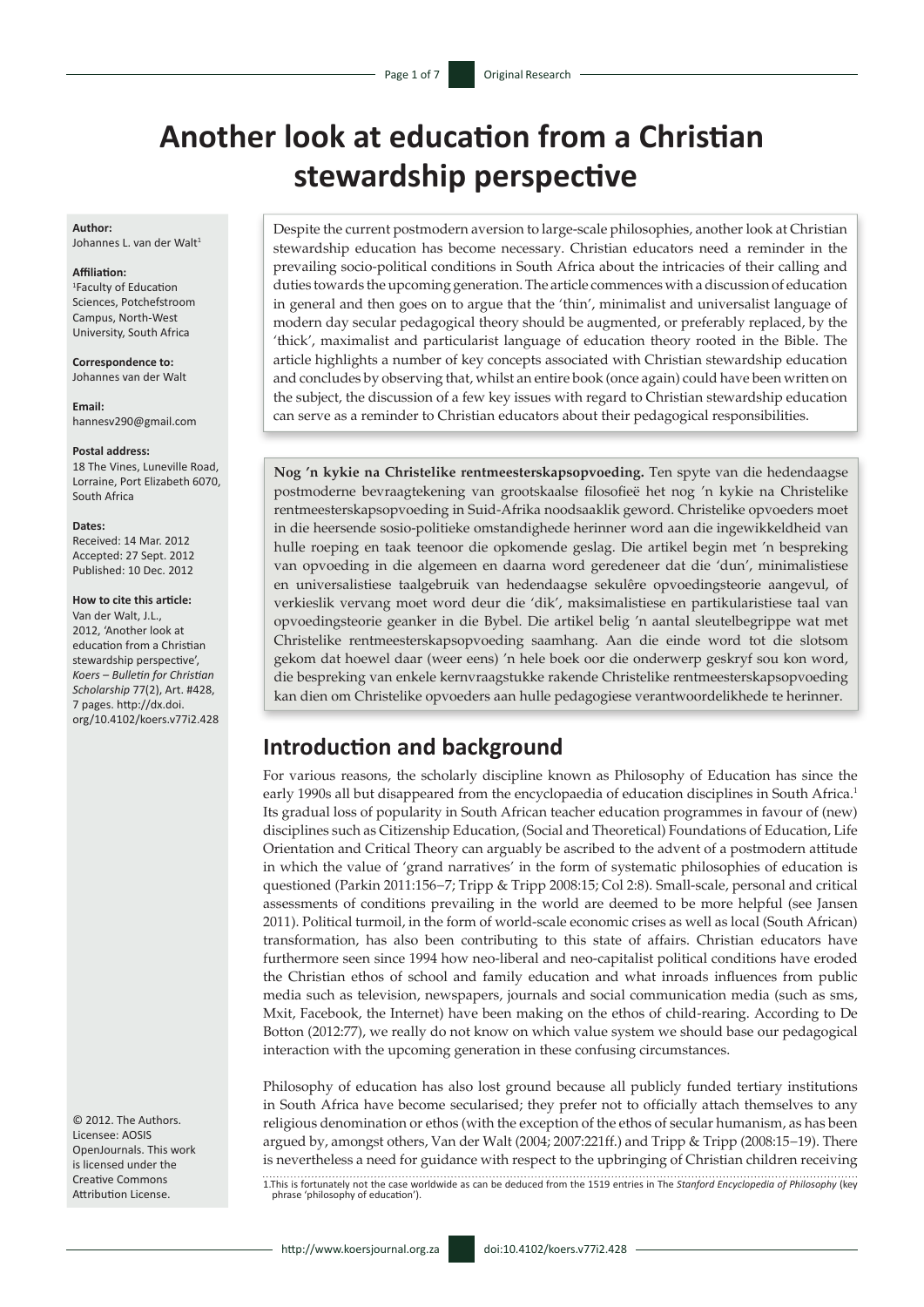# Another look at education from a Christian stewardship perspective

**Author:**
Johannes L. van der Walt[1]

**Affiliation:**
[1]Faculty of Education Sciences, Potchefstroom Campus, North-West University, South Africa

**Correspondence to:**
Johannes van der Walt

**Email:**
hannesv290@gmail.com

**Postal address:**
18 The Vines, Luneville Road, Lorraine, Port Elizabeth 6070, South Africa

**Dates:**
Received: 14 Mar. 2012
Accepted: 27 Sept. 2012
Published: 10 Dec. 2012

**How to cite this article:**
Van der Walt, J.L., 2012, 'Another look at education from a Christian stewardship perspective', *Koers – Bulletin for Christian Scholarship* 77(2), Art. #428, 7 pages. http://dx.doi.org/10.4102/koers.v77i2.428

© 2012. The Authors. Licensee: AOSIS OpenJournals. This work is licensed under the Creative Commons Attribution License.

Despite the current postmodern aversion to large-scale philosophies, another look at Christian stewardship education has become necessary. Christian educators need a reminder in the prevailing socio-political conditions in South Africa about the intricacies of their calling and duties towards the upcoming generation. The article commences with a discussion of education in general and then goes on to argue that the 'thin', minimalist and universalist language of modern day secular pedagogical theory should be augmented, or preferably replaced, by the 'thick', maximalist and particularist language of education theory rooted in the Bible. The article highlights a number of key concepts associated with Christian stewardship education and concludes by observing that, whilst an entire book (once again) could have been written on the subject, the discussion of a few key issues with regard to Christian stewardship education can serve as a reminder to Christian educators about their pedagogical responsibilities.

**Nog 'n kykie na Christelike rentmeesterskapsopvoeding.** Ten spyte van die hedendaagse postmoderne bevraagtekening van grootskaalse filosofieë het nog 'n kykie na Christelike rentmeesterskapsopvoeding in Suid-Afrika noodsaaklik geword. Christelike opvoeders moet in die heersende sosio-politieke omstandighede herinner word aan die ingewikkeldheid van hulle roeping en taak teenoor die opkomende geslag. Die artikel begin met 'n bespreking van opvoeding in die algemeen en daarna word geredeneer dat die 'dun', minimalistiese en universalistiese taalgebruik van hedendaagse sekulêre opvoedingsteorie aangevul, of verkieslik vervang moet word deur die 'dik', maksimalistiese en partikularistiese taal van opvoedingsteorie geanker in die Bybel. Die artikel belig 'n aantal sleutelbegrippe wat met Christelike rentmeesterskapsopvoeding saamhang. Aan die einde word tot die slotsom gekom dat hoewel daar (weer eens) 'n hele boek oor die onderwerp geskryf sou kon word, die bespreking van enkele kernvraagstukke rakende Christelike rentmeesterskapsopvoeding kan dien om Christelike opvoeders aan hulle pedagogiese verantwoordelikhede te herinner.

## Introduction and background

For various reasons, the scholarly discipline known as Philosophy of Education has since the early 1990s all but disappeared from the encyclopaedia of education disciplines in South Africa.[1] Its gradual loss of popularity in South African teacher education programmes in favour of (new) disciplines such as Citizenship Education, (Social and Theoretical) Foundations of Education, Life Orientation and Critical Theory can arguably be ascribed to the advent of a postmodern attitude in which the value of 'grand narratives' in the form of systematic philosophies of education is questioned (Parkin 2011:156–7; Tripp & Tripp 2008:15; Col 2:8). Small-scale, personal and critical assessments of conditions prevailing in the world are deemed to be more helpful (see Jansen 2011). Political turmoil, in the form of world-scale economic crises as well as local (South African) transformation, has also been contributing to this state of affairs. Christian educators have furthermore seen since 1994 how neo-liberal and neo-capitalist political conditions have eroded the Christian ethos of school and family education and what inroads influences from public media such as television, newspapers, journals and social communication media (such as sms, Mxit, Facebook, the Internet) have been making on the ethos of child-rearing. According to De Botton (2012:77), we really do not know on which value system we should base our pedagogical interaction with the upcoming generation in these confusing circumstances.

Philosophy of education has also lost ground because all publicly funded tertiary institutions in South Africa have become secularised; they prefer not to officially attach themselves to any religious denomination or ethos (with the exception of the ethos of secular humanism, as has been argued by, amongst others, Van der Walt (2004; 2007:221ff.) and Tripp & Tripp (2008:15–19). There is nevertheless a need for guidance with respect to the upbringing of Christian children receiving

1.This is fortunately not the case worldwide as can be deduced from the 1519 entries in The *Stanford Encyclopedia of Philosophy* (key phrase 'philosophy of education').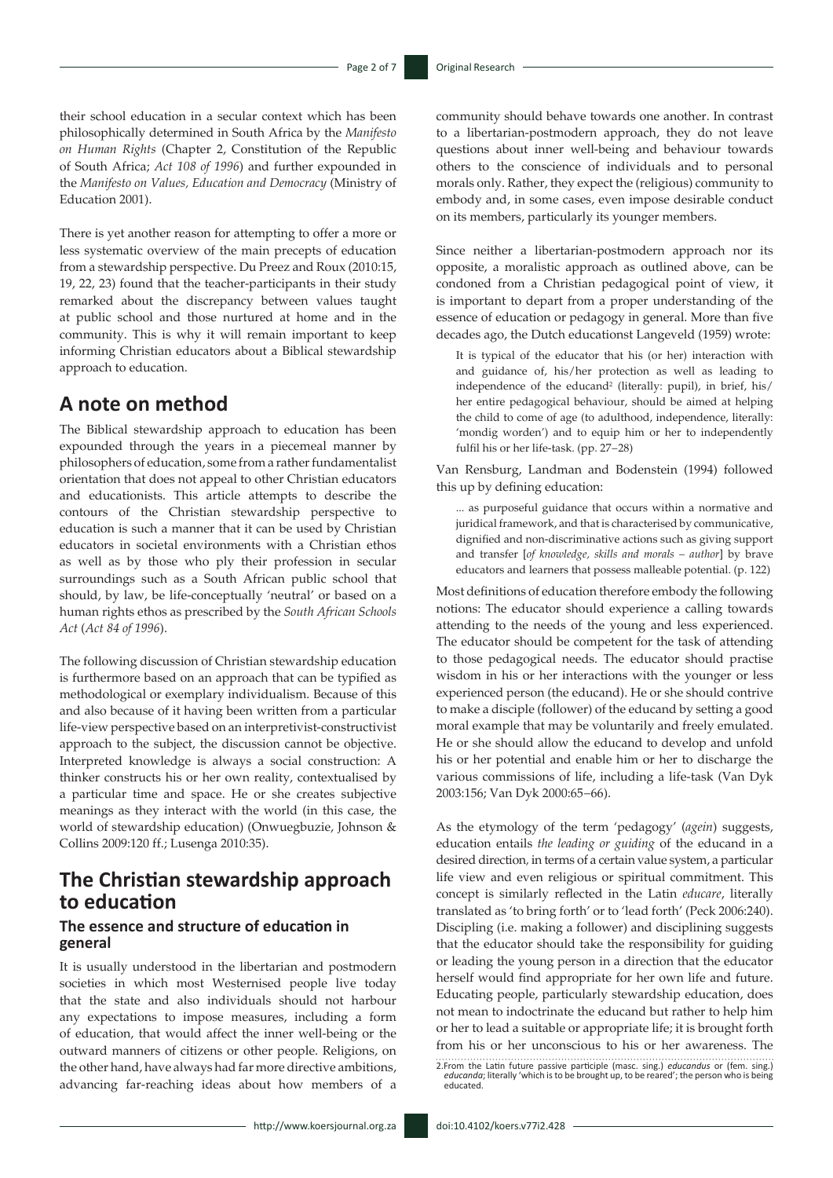their school education in a secular context which has been philosophically determined in South Africa by the *Manifesto on Human Rights* (Chapter 2, Constitution of the Republic of South Africa; *Act 108 of 1996*) and further expounded in the *Manifesto on Values, Education and Democracy* (Ministry of Education 2001).

There is yet another reason for attempting to offer a more or less systematic overview of the main precepts of education from a stewardship perspective. Du Preez and Roux (2010:15, 19, 22, 23) found that the teacher-participants in their study remarked about the discrepancy between values taught at public school and those nurtured at home and in the community. This is why it will remain important to keep informing Christian educators about a Biblical stewardship approach to education.

## A note on method

The Biblical stewardship approach to education has been expounded through the years in a piecemeal manner by philosophers of education, some from a rather fundamentalist orientation that does not appeal to other Christian educators and educationists. This article attempts to describe the contours of the Christian stewardship perspective to education is such a manner that it can be used by Christian educators in societal environments with a Christian ethos as well as by those who ply their profession in secular surroundings such as a South African public school that should, by law, be life-conceptually 'neutral' or based on a human rights ethos as prescribed by the *South African Schools Act* (*Act 84 of 1996*).

The following discussion of Christian stewardship education is furthermore based on an approach that can be typified as methodological or exemplary individualism. Because of this and also because of it having been written from a particular life-view perspective based on an interpretivist-constructivist approach to the subject, the discussion cannot be objective. Interpreted knowledge is always a social construction: A thinker constructs his or her own reality, contextualised by a particular time and space. He or she creates subjective meanings as they interact with the world (in this case, the world of stewardship education) (Onwuegbuzie, Johnson & Collins 2009:120 ff.; Lusenga 2010:35).

## The Christian stewardship approach to education

### The essence and structure of education in general

It is usually understood in the libertarian and postmodern societies in which most Westernised people live today that the state and also individuals should not harbour any expectations to impose measures, including a form of education, that would affect the inner well-being or the outward manners of citizens or other people. Religions, on the other hand, have always had far more directive ambitions, advancing far-reaching ideas about how members of a community should behave towards one another. In contrast to a libertarian-postmodern approach, they do not leave questions about inner well-being and behaviour towards others to the conscience of individuals and to personal morals only. Rather, they expect the (religious) community to embody and, in some cases, even impose desirable conduct on its members, particularly its younger members.

Since neither a libertarian-postmodern approach nor its opposite, a moralistic approach as outlined above, can be condoned from a Christian pedagogical point of view, it is important to depart from a proper understanding of the essence of education or pedagogy in general. More than five decades ago, the Dutch educationst Langeveld (1959) wrote:

> It is typical of the educator that his (or her) interaction with and guidance of, his/her protection as well as leading to independence of the educand[2] (literally: pupil), in brief, his/her entire pedagogical behaviour, should be aimed at helping the child to come of age (to adulthood, independence, literally: 'mondig worden') and to equip him or her to independently fulfil his or her life-task. (pp. 27–28)

Van Rensburg, Landman and Bodenstein (1994) followed this up by defining education:

> ... as purposeful guidance that occurs within a normative and juridical framework, and that is characterised by communicative, dignified and non-discriminative actions such as giving support and transfer [*of knowledge, skills and morals – author*] by brave educators and learners that possess malleable potential. (p. 122)

Most definitions of education therefore embody the following notions: The educator should experience a calling towards attending to the needs of the young and less experienced. The educator should be competent for the task of attending to those pedagogical needs. The educator should practise wisdom in his or her interactions with the younger or less experienced person (the educand). He or she should contrive to make a disciple (follower) of the educand by setting a good moral example that may be voluntarily and freely emulated. He or she should allow the educand to develop and unfold his or her potential and enable him or her to discharge the various commissions of life, including a life-task (Van Dyk 2003:156; Van Dyk 2000:65–66).

As the etymology of the term 'pedagogy' (*agein*) suggests, education entails *the leading or guiding* of the educand in a desired direction, in terms of a certain value system, a particular life view and even religious or spiritual commitment. This concept is similarly reflected in the Latin *educare*, literally translated as 'to bring forth' or to 'lead forth' (Peck 2006:240). Discipling (i.e. making a follower) and disciplining suggests that the educator should take the responsibility for guiding or leading the young person in a direction that the educator herself would find appropriate for her own life and future. Educating people, particularly stewardship education, does not mean to indoctrinate the educand but rather to help him or her to lead a suitable or appropriate life; it is brought forth from his or her unconscious to his or her awareness. The

2. From the Latin future passive participle (masc. sing.) *educandus* or (fem. sing.) *educanda*; literally 'which is to be brought up, to be reared'; the person who is being educated.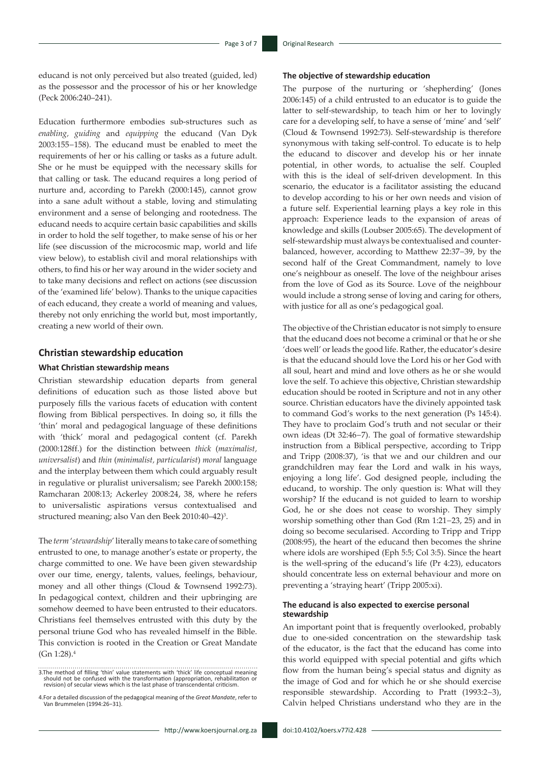educand is not only perceived but also treated (guided, led) as the possessor and the processor of his or her knowledge (Peck 2006:240–241).

Education furthermore embodies sub-structures such as *enabling, guiding* and *equipping* the educand (Van Dyk 2003:155−158). The educand must be enabled to meet the requirements of her or his calling or tasks as a future adult. She or he must be equipped with the necessary skills for that calling or task. The educand requires a long period of nurture and, according to Parekh (2000:145), cannot grow into a sane adult without a stable, loving and stimulating environment and a sense of belonging and rootedness. The educand needs to acquire certain basic capabilities and skills in order to hold the self together, to make sense of his or her life (see discussion of the microcosmic map, world and life view below), to establish civil and moral relationships with others, to find his or her way around in the wider society and to take many decisions and reflect on actions (see discussion of the 'examined life' below). Thanks to the unique capacities of each educand, they create a world of meaning and values, thereby not only enriching the world but, most importantly, creating a new world of their own.

## Christian stewardship education

### What Christian stewardship means

Christian stewardship education departs from general definitions of education such as those listed above but purposely fills the various facets of education with content flowing from Biblical perspectives. In doing so, it fills the 'thin' moral and pedagogical language of these definitions with 'thick' moral and pedagogical content (cf. Parekh (2000:128ff.) for the distinction between *thick* (*maximalist, universalist*) and *thin* (*minimalist, particularist*) *moral* language and the interplay between them which could arguably result in regulative or pluralist universalism; see Parekh 2000:158; Ramcharan 2008:13; Ackerley 2008:24, 38, where he refers to universalistic aspirations versus contextualised and structured meaning; also Van den Beek 2010:40–42)[3].

The *term* '*stewardship*' literally means to take care of something entrusted to one, to manage another's estate or property, the charge committed to one. We have been given stewardship over our time, energy, talents, values, feelings, behaviour, money and all other things (Cloud & Townsend 1992:73). In pedagogical context, children and their upbringing are somehow deemed to have been entrusted to their educators. Christians feel themselves entrusted with this duty by the personal triune God who has revealed himself in the Bible. This conviction is rooted in the Creation or Great Mandate (Gn 1:28).[4]

### The objective of stewardship education

The purpose of the nurturing or 'shepherding' (Jones 2006:145) of a child entrusted to an educator is to guide the latter to self-stewardship, to teach him or her to lovingly care for a developing self, to have a sense of 'mine' and 'self' (Cloud & Townsend 1992:73). Self-stewardship is therefore synonymous with taking self-control. To educate is to help the educand to discover and develop his or her innate potential, in other words, to actualise the self. Coupled with this is the ideal of self-driven development. In this scenario, the educator is a facilitator assisting the educand to develop according to his or her own needs and vision of a future self. Experiential learning plays a key role in this approach: Experience leads to the expansion of areas of knowledge and skills (Loubser 2005:65). The development of self-stewardship must always be contextualised and counter-balanced, however, according to Matthew 22:37−39, by the second half of the Great Commandment, namely to love one's neighbour as oneself. The love of the neighbour arises from the love of God as its Source. Love of the neighbour would include a strong sense of loving and caring for others, with justice for all as one's pedagogical goal.

The objective of the Christian educator is not simply to ensure that the educand does not become a criminal or that he or she 'does well' or leads the good life. Rather, the educator's desire is that the educand should love the Lord his or her God with all soul, heart and mind and love others as he or she would love the self. To achieve this objective, Christian stewardship education should be rooted in Scripture and not in any other source. Christian educators have the divinely appointed task to command God's works to the next generation (Ps 145:4). They have to proclaim God's truth and not secular or their own ideas (Dt 32:46−7). The goal of formative stewardship instruction from a Biblical perspective, according to Tripp and Tripp (2008:37), 'is that we and our children and our grandchildren may fear the Lord and walk in his ways, enjoying a long life'. God designed people, including the educand, to worship. The only question is: What will they worship? If the educand is not guided to learn to worship God, he or she does not cease to worship. They simply worship something other than God (Rm 1:21−23, 25) and in doing so become secularised. According to Tripp and Tripp (2008:95), the heart of the educand then becomes the shrine where idols are worshiped (Eph 5:5; Col 3:5). Since the heart is the well-spring of the educand's life (Pr 4:23), educators should concentrate less on external behaviour and more on preventing a 'straying heart' (Tripp 2005:xi).

### The educand is also expected to exercise personal stewardship

An important point that is frequently overlooked, probably due to one-sided concentration on the stewardship task of the educator, is the fact that the educand has come into this world equipped with special potential and gifts which flow from the human being's special status and dignity as the image of God and for which he or she should exercise responsible stewardship. According to Pratt (1993:2−3), Calvin helped Christians understand who they are in the

3.The method of filling 'thin' value statements with 'thick' life conceptual meaning should not be confused with the transformation (appropriation, rehabilitation or revision) of secular views which is the last phase of transcendental criticism.

4.For a detailed discussion of the pedagogical meaning of the *Great Mandate*, refer to Van Brummelen (1994:26−31).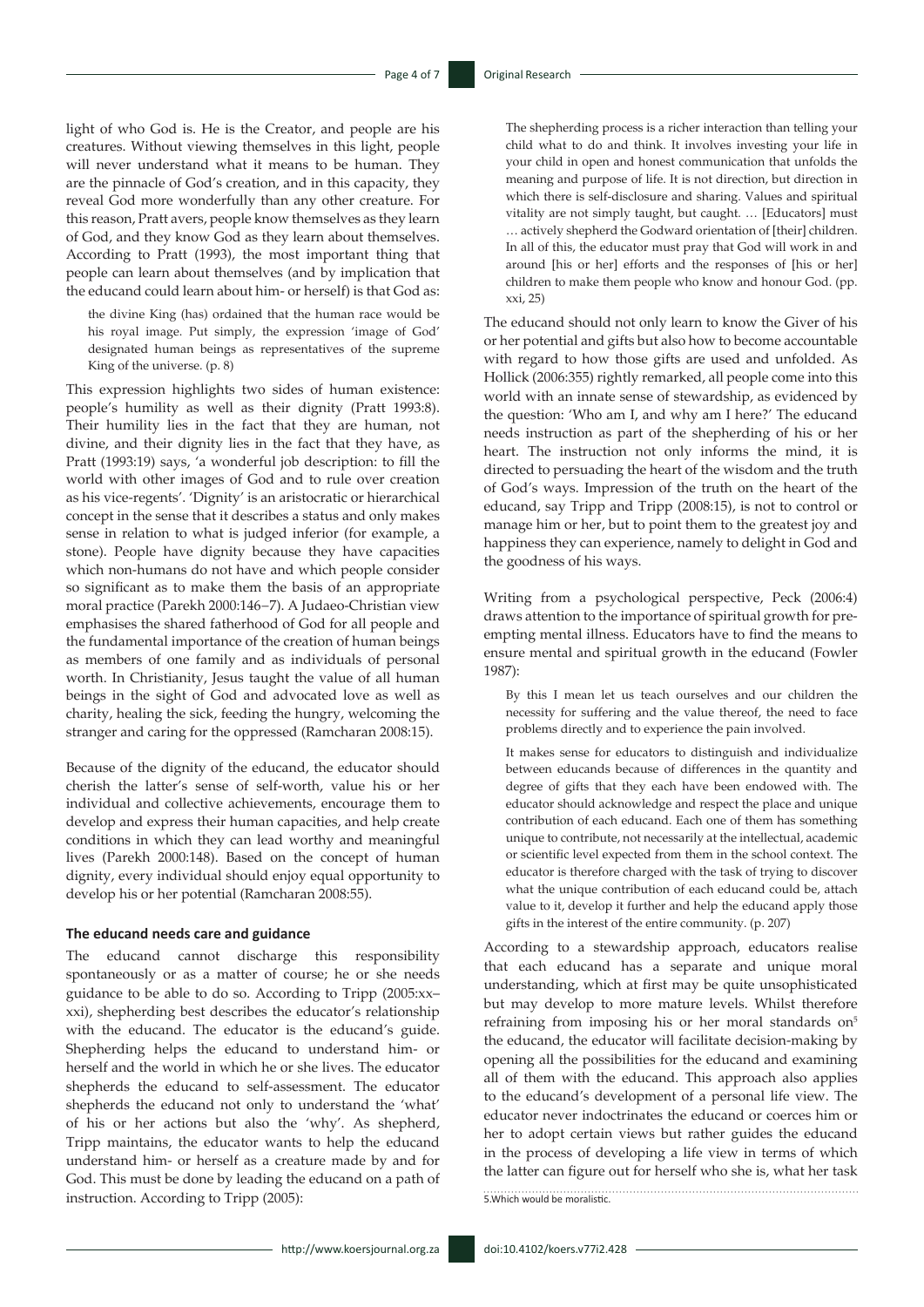light of who God is. He is the Creator, and people are his creatures. Without viewing themselves in this light, people will never understand what it means to be human. They are the pinnacle of God's creation, and in this capacity, they reveal God more wonderfully than any other creature. For this reason, Pratt avers, people know themselves as they learn of God, and they know God as they learn about themselves. According to Pratt (1993), the most important thing that people can learn about themselves (and by implication that the educand could learn about him- or herself) is that God as:

> the divine King (has) ordained that the human race would be his royal image. Put simply, the expression 'image of God' designated human beings as representatives of the supreme King of the universe. (p. 8)

This expression highlights two sides of human existence: people's humility as well as their dignity (Pratt 1993:8). Their humility lies in the fact that they are human, not divine, and their dignity lies in the fact that they have, as Pratt (1993:19) says, 'a wonderful job description: to fill the world with other images of God and to rule over creation as his vice-regents'. 'Dignity' is an aristocratic or hierarchical concept in the sense that it describes a status and only makes sense in relation to what is judged inferior (for example, a stone). People have dignity because they have capacities which non-humans do not have and which people consider so significant as to make them the basis of an appropriate moral practice (Parekh 2000:146−7). A Judaeo-Christian view emphasises the shared fatherhood of God for all people and the fundamental importance of the creation of human beings as members of one family and as individuals of personal worth. In Christianity, Jesus taught the value of all human beings in the sight of God and advocated love as well as charity, healing the sick, feeding the hungry, welcoming the stranger and caring for the oppressed (Ramcharan 2008:15).

Because of the dignity of the educand, the educator should cherish the latter's sense of self-worth, value his or her individual and collective achievements, encourage them to develop and express their human capacities, and help create conditions in which they can lead worthy and meaningful lives (Parekh 2000:148). Based on the concept of human dignity, every individual should enjoy equal opportunity to develop his or her potential (Ramcharan 2008:55).

### The educand needs care and guidance

The educand cannot discharge this responsibility spontaneously or as a matter of course; he or she needs guidance to be able to do so. According to Tripp (2005:xx–xxi), shepherding best describes the educator's relationship with the educand. The educator is the educand's guide. Shepherding helps the educand to understand him- or herself and the world in which he or she lives. The educator shepherds the educand to self-assessment. The educator shepherds the educand not only to understand the 'what' of his or her actions but also the 'why'. As shepherd, Tripp maintains, the educator wants to help the educand understand him- or herself as a creature made by and for God. This must be done by leading the educand on a path of instruction. According to Tripp (2005):

> The shepherding process is a richer interaction than telling your child what to do and think. It involves investing your life in your child in open and honest communication that unfolds the meaning and purpose of life. It is not direction, but direction in which there is self-disclosure and sharing. Values and spiritual vitality are not simply taught, but caught. … [Educators] must … actively shepherd the Godward orientation of [their] children. In all of this, the educator must pray that God will work in and around [his or her] efforts and the responses of [his or her] children to make them people who know and honour God. (pp. xxi, 25)

The educand should not only learn to know the Giver of his or her potential and gifts but also how to become accountable with regard to how those gifts are used and unfolded. As Hollick (2006:355) rightly remarked, all people come into this world with an innate sense of stewardship, as evidenced by the question: 'Who am I, and why am I here?' The educand needs instruction as part of the shepherding of his or her heart. The instruction not only informs the mind, it is directed to persuading the heart of the wisdom and the truth of God's ways. Impression of the truth on the heart of the educand, say Tripp and Tripp (2008:15), is not to control or manage him or her, but to point them to the greatest joy and happiness they can experience, namely to delight in God and the goodness of his ways.

Writing from a psychological perspective, Peck (2006:4) draws attention to the importance of spiritual growth for pre-empting mental illness. Educators have to find the means to ensure mental and spiritual growth in the educand (Fowler 1987):

> By this I mean let us teach ourselves and our children the necessity for suffering and the value thereof, the need to face problems directly and to experience the pain involved.
>
> It makes sense for educators to distinguish and individualize between educands because of differences in the quantity and degree of gifts that they each have been endowed with. The educator should acknowledge and respect the place and unique contribution of each educand. Each one of them has something unique to contribute, not necessarily at the intellectual, academic or scientific level expected from them in the school context. The educator is therefore charged with the task of trying to discover what the unique contribution of each educand could be, attach value to it, develop it further and help the educand apply those gifts in the interest of the entire community. (p. 207)

According to a stewardship approach, educators realise that each educand has a separate and unique moral understanding, which at first may be quite unsophisticated but may develop to more mature levels. Whilst therefore refraining from imposing his or her moral standards on[5] the educand, the educator will facilitate decision-making by opening all the possibilities for the educand and examining all of them with the educand. This approach also applies to the educand's development of a personal life view. The educator never indoctrinates the educand or coerces him or her to adopt certain views but rather guides the educand in the process of developing a life view in terms of which the latter can figure out for herself who she is, what her task

5. Which would be moralistic.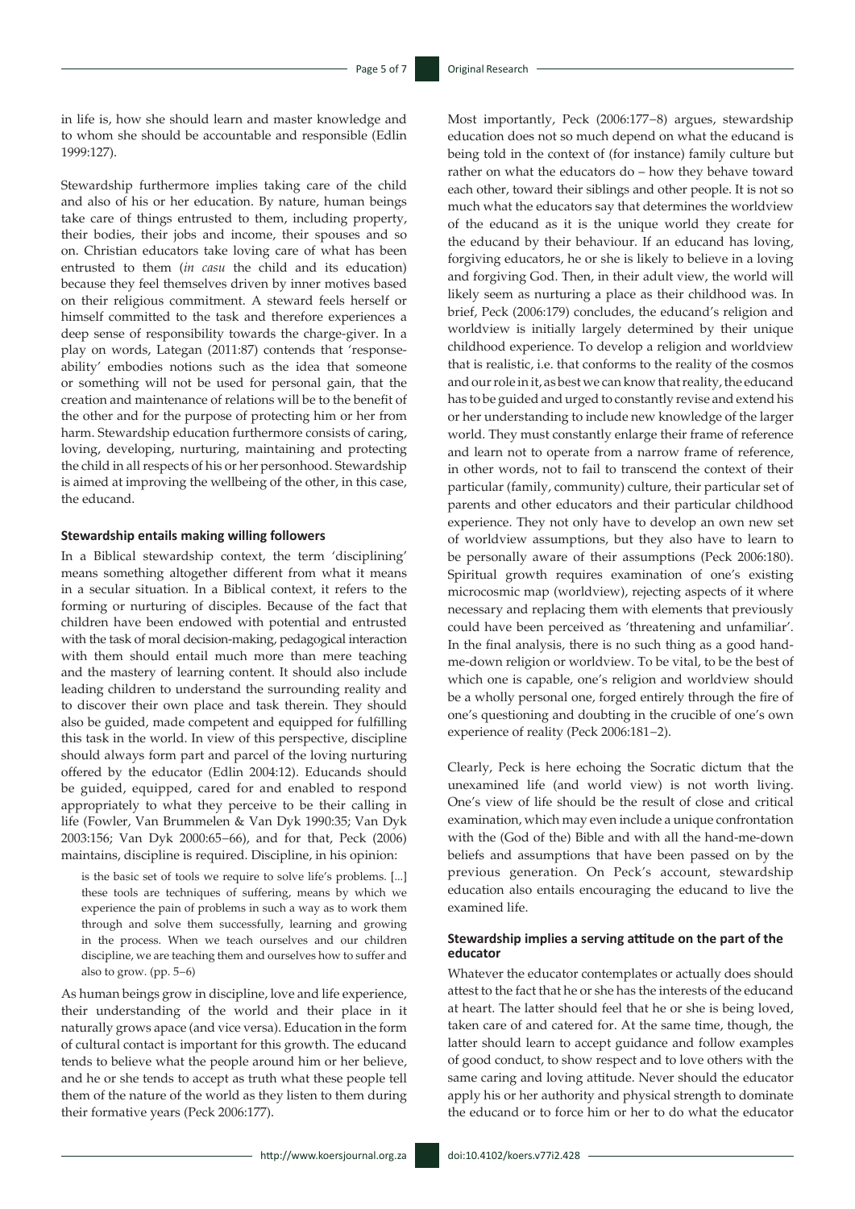in life is, how she should learn and master knowledge and to whom she should be accountable and responsible (Edlin 1999:127).

Stewardship furthermore implies taking care of the child and also of his or her education. By nature, human beings take care of things entrusted to them, including property, their bodies, their jobs and income, their spouses and so on. Christian educators take loving care of what has been entrusted to them (*in casu* the child and its education) because they feel themselves driven by inner motives based on their religious commitment. A steward feels herself or himself committed to the task and therefore experiences a deep sense of responsibility towards the charge-giver. In a play on words, Lategan (2011:87) contends that 'response-ability' embodies notions such as the idea that someone or something will not be used for personal gain, that the creation and maintenance of relations will be to the benefit of the other and for the purpose of protecting him or her from harm. Stewardship education furthermore consists of caring, loving, developing, nurturing, maintaining and protecting the child in all respects of his or her personhood. Stewardship is aimed at improving the wellbeing of the other, in this case, the educand.

### Stewardship entails making willing followers

In a Biblical stewardship context, the term 'disciplining' means something altogether different from what it means in a secular situation. In a Biblical context, it refers to the forming or nurturing of disciples. Because of the fact that children have been endowed with potential and entrusted with the task of moral decision-making, pedagogical interaction with them should entail much more than mere teaching and the mastery of learning content. It should also include leading children to understand the surrounding reality and to discover their own place and task therein. They should also be guided, made competent and equipped for fulfilling this task in the world. In view of this perspective, discipline should always form part and parcel of the loving nurturing offered by the educator (Edlin 2004:12). Educands should be guided, equipped, cared for and enabled to respond appropriately to what they perceive to be their calling in life (Fowler, Van Brummelen & Van Dyk 1990:35; Van Dyk 2003:156; Van Dyk 2000:65–66), and for that, Peck (2006) maintains, discipline is required. Discipline, in his opinion:

> is the basic set of tools we require to solve life's problems. [...] these tools are techniques of suffering, means by which we experience the pain of problems in such a way as to work them through and solve them successfully, learning and growing in the process. When we teach ourselves and our children discipline, we are teaching them and ourselves how to suffer and also to grow. (pp. 5–6)

As human beings grow in discipline, love and life experience, their understanding of the world and their place in it naturally grows apace (and vice versa). Education in the form of cultural contact is important for this growth. The educand tends to believe what the people around him or her believe, and he or she tends to accept as truth what these people tell them of the nature of the world as they listen to them during their formative years (Peck 2006:177).

Most importantly, Peck (2006:177–8) argues, stewardship education does not so much depend on what the educand is being told in the context of (for instance) family culture but rather on what the educators do – how they behave toward each other, toward their siblings and other people. It is not so much what the educators say that determines the worldview of the educand as it is the unique world they create for the educand by their behaviour. If an educand has loving, forgiving educators, he or she is likely to believe in a loving and forgiving God. Then, in their adult view, the world will likely seem as nurturing a place as their childhood was. In brief, Peck (2006:179) concludes, the educand's religion and worldview is initially largely determined by their unique childhood experience. To develop a religion and worldview that is realistic, i.e. that conforms to the reality of the cosmos and our role in it, as best we can know that reality, the educand has to be guided and urged to constantly revise and extend his or her understanding to include new knowledge of the larger world. They must constantly enlarge their frame of reference and learn not to operate from a narrow frame of reference, in other words, not to fail to transcend the context of their particular (family, community) culture, their particular set of parents and other educators and their particular childhood experience. They not only have to develop an own new set of worldview assumptions, but they also have to learn to be personally aware of their assumptions (Peck 2006:180). Spiritual growth requires examination of one's existing microcosmic map (worldview), rejecting aspects of it where necessary and replacing them with elements that previously could have been perceived as 'threatening and unfamiliar'. In the final analysis, there is no such thing as a good hand-me-down religion or worldview. To be vital, to be the best of which one is capable, one's religion and worldview should be a wholly personal one, forged entirely through the fire of one's questioning and doubting in the crucible of one's own experience of reality (Peck 2006:181–2).

Clearly, Peck is here echoing the Socratic dictum that the unexamined life (and world view) is not worth living. One's view of life should be the result of close and critical examination, which may even include a unique confrontation with the (God of the) Bible and with all the hand-me-down beliefs and assumptions that have been passed on by the previous generation. On Peck's account, stewardship education also entails encouraging the educand to live the examined life.

### Stewardship implies a serving attitude on the part of the educator

Whatever the educator contemplates or actually does should attest to the fact that he or she has the interests of the educand at heart. The latter should feel that he or she is being loved, taken care of and catered for. At the same time, though, the latter should learn to accept guidance and follow examples of good conduct, to show respect and to love others with the same caring and loving attitude. Never should the educator apply his or her authority and physical strength to dominate the educand or to force him or her to do what the educator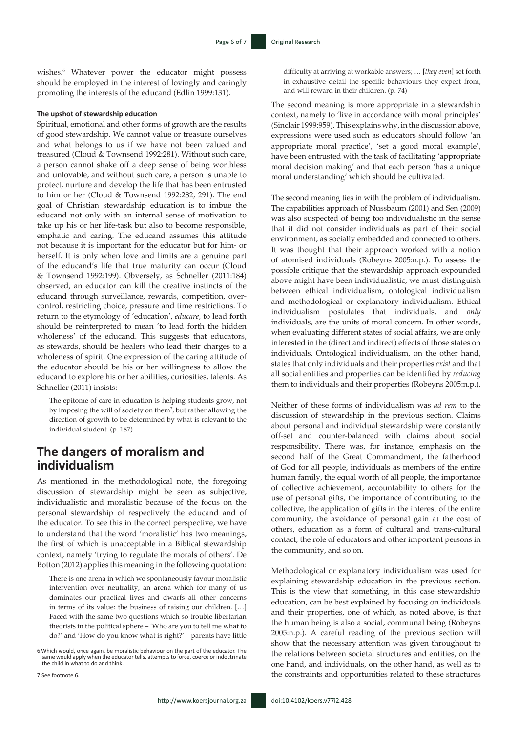wishes.[6] Whatever power the educator might possess should be employed in the interest of lovingly and caringly promoting the interests of the educand (Edlin 1999:131).

#### The upshot of stewardship education

Spiritual, emotional and other forms of growth are the results of good stewardship. We cannot value or treasure ourselves and what belongs to us if we have not been valued and treasured (Cloud & Townsend 1992:281). Without such care, a person cannot shake off a deep sense of being worthless and unlovable, and without such care, a person is unable to protect, nurture and develop the life that has been entrusted to him or her (Cloud & Townsend 1992:282, 291). The end goal of Christian stewardship education is to imbue the educand not only with an internal sense of motivation to take up his or her life-task but also to become responsible, emphatic and caring. The educand assumes this attitude not because it is important for the educator but for him- or herself. It is only when love and limits are a genuine part of the educand's life that true maturity can occur (Cloud & Townsend 1992:199). Obversely, as Schneller (2011:184) observed, an educator can kill the creative instincts of the educand through surveillance, rewards, competition, over-control, restricting choice, pressure and time restrictions. To return to the etymology of 'education', *educare,* to lead forth should be reinterpreted to mean 'to lead forth the hidden wholeness' of the educand. This suggests that educators, as stewards, should be healers who lead their charges to a wholeness of spirit. One expression of the caring attitude of the educator should be his or her willingness to allow the educand to explore his or her abilities, curiosities, talents. As Schneller (2011) insists:

> The epitome of care in education is helping students grow, not by imposing the will of society on them[7], but rather allowing the direction of growth to be determined by what is relevant to the individual student. (p. 187)

## The dangers of moralism and individualism

As mentioned in the methodological note, the foregoing discussion of stewardship might be seen as subjective, individualistic and moralistic because of the focus on the personal stewardship of respectively the educand and of the educator. To see this in the correct perspective, we have to understand that the word 'moralistic' has two meanings, the first of which is unacceptable in a Biblical stewardship context, namely 'trying to regulate the morals of others'. De Botton (2012) applies this meaning in the following quotation:

> There is one arena in which we spontaneously favour moralistic intervention over neutrality, an arena which for many of us dominates our practical lives and dwarfs all other concerns in terms of its value: the business of raising our children. […] Faced with the same two questions which so trouble libertarian theorists in the political sphere – 'Who are you to tell me what to do?' and 'How do you know what is right?' – parents have little difficulty at arriving at workable answers; … [*they even*] set forth in exhaustive detail the specific behaviours they expect from, and will reward in their children. (p. 74)

The second meaning is more appropriate in a stewardship context, namely to 'live in accordance with moral principles' (Sinclair 1999:959). This explains why, in the discussion above, expressions were used such as educators should follow 'an appropriate moral practice', 'set a good moral example', have been entrusted with the task of facilitating 'appropriate moral decision making' and that each person 'has a unique moral understanding' which should be cultivated.

The second meaning ties in with the problem of individualism. The capabilities approach of Nussbaum (2001) and Sen (2009) was also suspected of being too individualistic in the sense that it did not consider individuals as part of their social environment, as socially embedded and connected to others. It was thought that their approach worked with a notion of atomised individuals (Robeyns 2005:n.p.). To assess the possible critique that the stewardship approach expounded above might have been individualistic, we must distinguish between ethical individualism, ontological individualism and methodological or explanatory individualism. Ethical individualism postulates that individuals, and *only* individuals, are the units of moral concern. In other words, when evaluating different states of social affairs, we are only interested in the (direct and indirect) effects of those states on individuals. Ontological individualism, on the other hand, states that only individuals and their properties *exist* and that all social entities and properties can be identified by *reducing* them to individuals and their properties (Robeyns 2005:n.p.).

Neither of these forms of individualism was *ad rem* to the discussion of stewardship in the previous section. Claims about personal and individual stewardship were constantly off-set and counter-balanced with claims about social responsibility. There was, for instance, emphasis on the second half of the Great Commandment, the fatherhood of God for all people, individuals as members of the entire human family, the equal worth of all people, the importance of collective achievement, accountability to others for the use of personal gifts, the importance of contributing to the collective, the application of gifts in the interest of the entire community, the avoidance of personal gain at the cost of others, education as a form of cultural and trans-cultural contact, the role of educators and other important persons in the community, and so on.

Methodological or explanatory individualism was used for explaining stewardship education in the previous section. This is the view that something, in this case stewardship education, can be best explained by focusing on individuals and their properties, one of which, as noted above, is that the human being is also a social, communal being (Robeyns 2005:n.p.). A careful reading of the previous section will show that the necessary attention was given throughout to the relations between societal structures and entities, on the one hand, and individuals, on the other hand, as well as to the constraints and opportunities related to these structures

6. Which would, once again, be moralistic behaviour on the part of the educator. The same would apply when the educator tells, attempts to force, coerce or indoctrinate the child in what to do and think.

7. See footnote 6.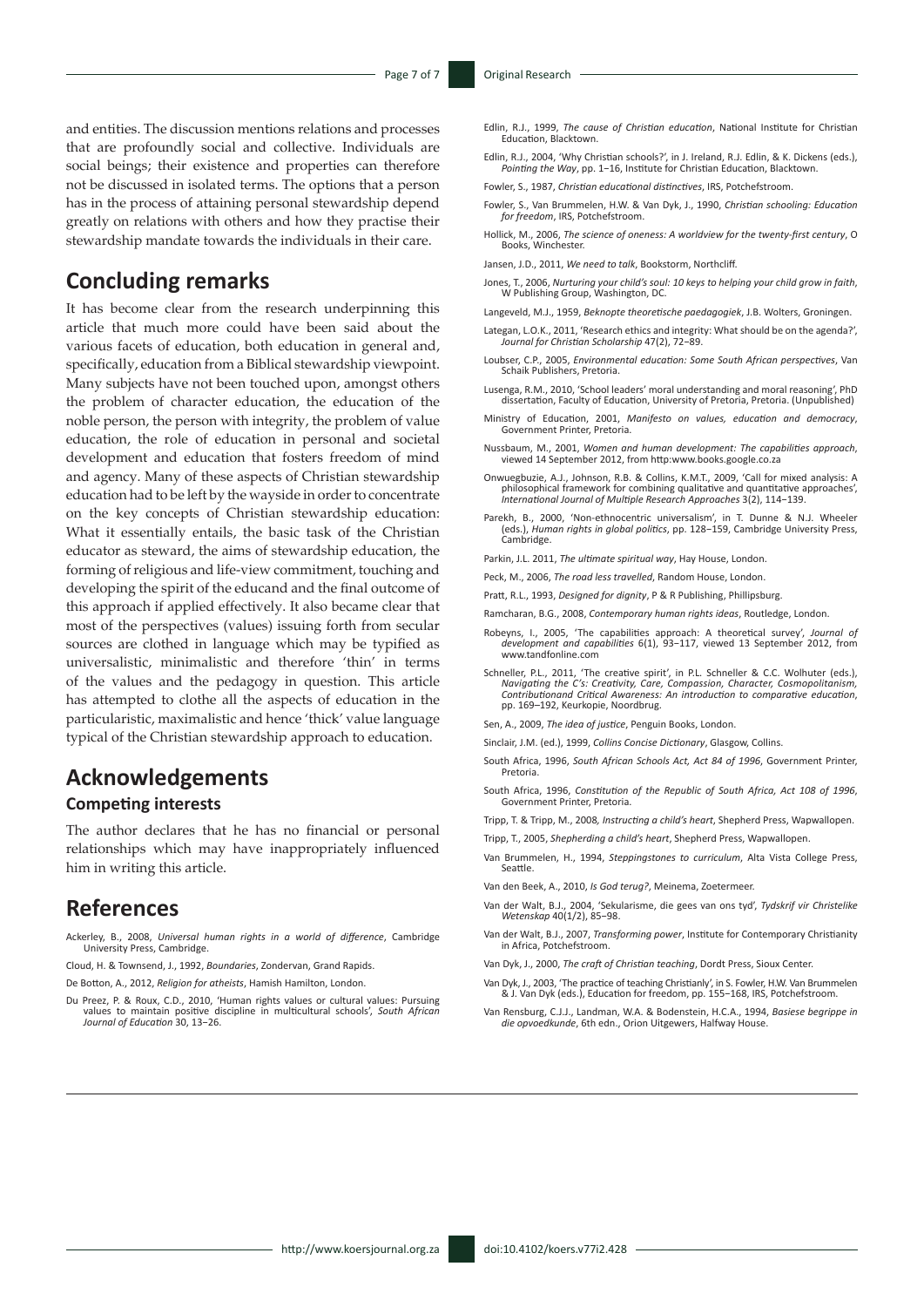and entities. The discussion mentions relations and processes that are profoundly social and collective. Individuals are social beings; their existence and properties can therefore not be discussed in isolated terms. The options that a person has in the process of attaining personal stewardship depend greatly on relations with others and how they practise their stewardship mandate towards the individuals in their care.

## Concluding remarks

It has become clear from the research underpinning this article that much more could have been said about the various facets of education, both education in general and, specifically, education from a Biblical stewardship viewpoint. Many subjects have not been touched upon, amongst others the problem of character education, the education of the noble person, the person with integrity, the problem of value education, the role of education in personal and societal development and education that fosters freedom of mind and agency. Many of these aspects of Christian stewardship education had to be left by the wayside in order to concentrate on the key concepts of Christian stewardship education: What it essentially entails, the basic task of the Christian educator as steward, the aims of stewardship education, the forming of religious and life-view commitment, touching and developing the spirit of the educand and the final outcome of this approach if applied effectively. It also became clear that most of the perspectives (values) issuing forth from secular sources are clothed in language which may be typified as universalistic, minimalistic and therefore 'thin' in terms of the values and the pedagogy in question. This article has attempted to clothe all the aspects of education in the particularistic, maximalistic and hence 'thick' value language typical of the Christian stewardship approach to education.

## Acknowledgements

### Competing interests

The author declares that he has no financial or personal relationships which may have inappropriately influenced him in writing this article.

## References

Ackerley, B., 2008, *Universal human rights in a world of difference*, Cambridge University Press, Cambridge.

Cloud, H. & Townsend, J., 1992, *Boundaries*, Zondervan, Grand Rapids.

De Botton, A., 2012, *Religion for atheists*, Hamish Hamilton, London.

Du Preez, P. & Roux, C.D., 2010, 'Human rights values or cultural values: Pursuing values to maintain positive discipline in multicultural schools', *South African Journal of Education* 30, 13–26.

Edlin, R.J., 1999, *The cause of Christian education*, National Institute for Christian Education, Blacktown.

Edlin, R.J., 2004, 'Why Christian schools?', in J. Ireland, R.J. Edlin, & K. Dickens (eds.), *Pointing the Way*, pp. 1–16, Institute for Christian Education, Blacktown.

Fowler, S., 1987, *Christian educational distinctives*, IRS, Potchefstroom.

Fowler, S., Van Brummelen, H.W. & Van Dyk, J., 1990, *Christian schooling: Education for freedom*, IRS, Potchefstroom.

Hollick, M., 2006, *The science of oneness: A worldview for the twenty-first century*, O Books, Winchester.

Jansen, J.D., 2011, *We need to talk*, Bookstorm, Northcliff.

Jones, T., 2006, *Nurturing your child's soul: 10 keys to helping your child grow in faith*, W Publishing Group, Washington, DC.

Langeveld, M.J., 1959, *Beknopte theoretische paedagogiek*, J.B. Wolters, Groningen.

Lategan, L.O.K., 2011, 'Research ethics and integrity: What should be on the agenda?', *Journal for Christian Scholarship* 47(2), 72–89.

Loubser, C.P., 2005, *Environmental education: Some South African perspectives*, Van Schaik Publishers, Pretoria.

Lusenga, R.M., 2010, 'School leaders' moral understanding and moral reasoning', PhD dissertation, Faculty of Education, University of Pretoria, Pretoria. (Unpublished)

Ministry of Education, 2001, *Manifesto on values, education and democracy*, Government Printer, Pretoria.

Nussbaum, M., 2001, *Women and human development: The capabilities approach*, viewed 14 September 2012, from http:www.books.google.co.za

Onwuegbuzie, A.J., Johnson, R.B. & Collins, K.M.T., 2009, 'Call for mixed analysis: A philosophical framework for combining qualitative and quantitative approaches', *International Journal of Multiple Research Approaches* 3(2), 114–139.

Parekh, B., 2000, 'Non-ethnocentric universalism', in T. Dunne & N.J. Wheeler (eds.), *Human rights in global politics*, pp. 128–159, Cambridge University Press, Cambridge.

Parkin, J.L. 2011, *The ultimate spiritual way*, Hay House, London.

Peck, M., 2006, *The road less travelled*, Random House, London.

Pratt, R.L., 1993, *Designed for dignity*, P & R Publishing, Phillipsburg.

Ramcharan, B.G., 2008, *Contemporary human rights ideas*, Routledge, London.

Robeyns, I., 2005, 'The capabilities approach: A theoretical survey', *Journal of development and capabilities* 6(1), 93–117, viewed 13 September 2012, from www.tandfonline.com

Schneller, P.L., 2011, 'The creative spirit', in P.L. Schneller & C.C. Wolhuter (eds.), *Navigating the C's: Creativity, Care, Compassion, Character, Cosmopolitanism, Contributionand Critical Awareness: An introduction to comparative education*, pp. 169–192, Keurkopie, Noordbrug.

Sen, A., 2009, *The idea of justice*, Penguin Books, London.

Sinclair, J.M. (ed.), 1999, *Collins Concise Dictionary*, Glasgow, Collins.

South Africa, 1996, *South African Schools Act, Act 84 of 1996*, Government Printer, Pretoria.

South Africa, 1996, *Constitution of the Republic of South Africa, Act 108 of 1996*, Government Printer, Pretoria.

Tripp, T. & Tripp, M., 2008, *Instructing a child's heart*, Shepherd Press, Wapwallopen.

Tripp, T., 2005, *Shepherding a child's heart*, Shepherd Press, Wapwallopen.

Van Brummelen, H., 1994, *Steppingstones to curriculum*, Alta Vista College Press, Seattle.

Van den Beek, A., 2010, *Is God terug?*, Meinema, Zoetermeer.

Van der Walt, B.J., 2004, 'Sekularisme, die gees van ons tyd', *Tydskrif vir Christelike Wetenskap* 40(1/2), 85–98.

Van der Walt, B.J., 2007, *Transforming power*, Institute for Contemporary Christianity in Africa, Potchefstroom.

Van Dyk, J., 2000, *The craft of Christian teaching*, Dordt Press, Sioux Center.

Van Dyk, J., 2003, 'The practice of teaching Christianly', in S. Fowler, H.W. Van Brummelen & J. Van Dyk (eds.), Education for freedom, pp. 155–168, IRS, Potchefstroom.

Van Rensburg, C.J.J., Landman, W.A. & Bodenstein, H.C.A., 1994, *Basiese begrippe in die opvoedkunde*, 6th edn., Orion Uitgewers, Halfway House.